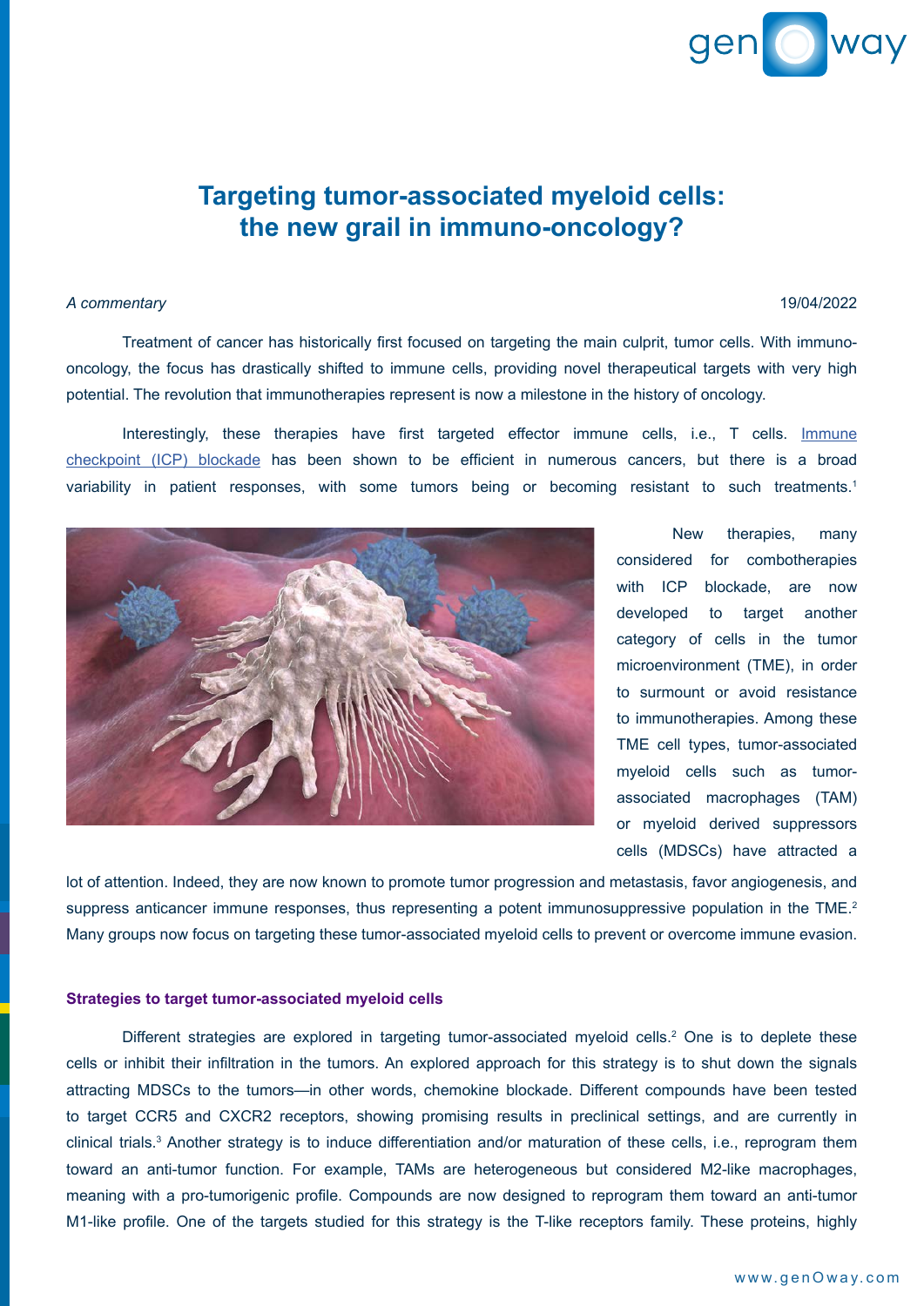# Targeting tumor-associated myeloid cells: the new grail in immuno-oncology?

*A commentary*

19/04/2022

Treatment of cancer has historically first focused on targeting the main culprit, tumor cells. With immuno-oncology, the focus has drastically shifted to immune cells, providing novel therapeutical targets with very high potential. The revolution that immunotherapies represent is now a milestone in the history of oncology.

Interestingly, these therapies have first targeted effector immune cells, i.e., T cells. Immune checkpoint (ICP) blockade has been shown to be efficient in numerous cancers, but there is a broad variability in patient responses, with some tumors being or becoming resistant to such treatments.[1]

New therapies, many considered for combotherapies with ICP blockade, are now developed to target another category of cells in the tumor microenvironment (TME), in order to surmount or avoid resistance to immunotherapies. Among these TME cell types, tumor-associated myeloid cells such as tumor-associated macrophages (TAM) or myeloid derived suppressors cells (MDSCs) have attracted a lot of attention. Indeed, they are now known to promote tumor progression and metastasis, favor angiogenesis, and suppress anticancer immune responses, thus representing a potent immunosuppressive population in the TME.[2] Many groups now focus on targeting these tumor-associated myeloid cells to prevent or overcome immune evasion.

## Strategies to target tumor-associated myeloid cells

Different strategies are explored in targeting tumor-associated myeloid cells.[2] One is to deplete these cells or inhibit their infiltration in the tumors. An explored approach for this strategy is to shut down the signals attracting MDSCs to the tumors—in other words, chemokine blockade. Different compounds have been tested to target CCR5 and CXCR2 receptors, showing promising results in preclinical settings, and are currently in clinical trials.[3] Another strategy is to induce differentiation and/or maturation of these cells, i.e., reprogram them toward an anti-tumor function. For example, TAMs are heterogeneous but considered M2-like macrophages, meaning with a pro-tumorigenic profile. Compounds are now designed to reprogram them toward an anti-tumor M1-like profile. One of the targets studied for this strategy is the T-like receptors family. These proteins, highly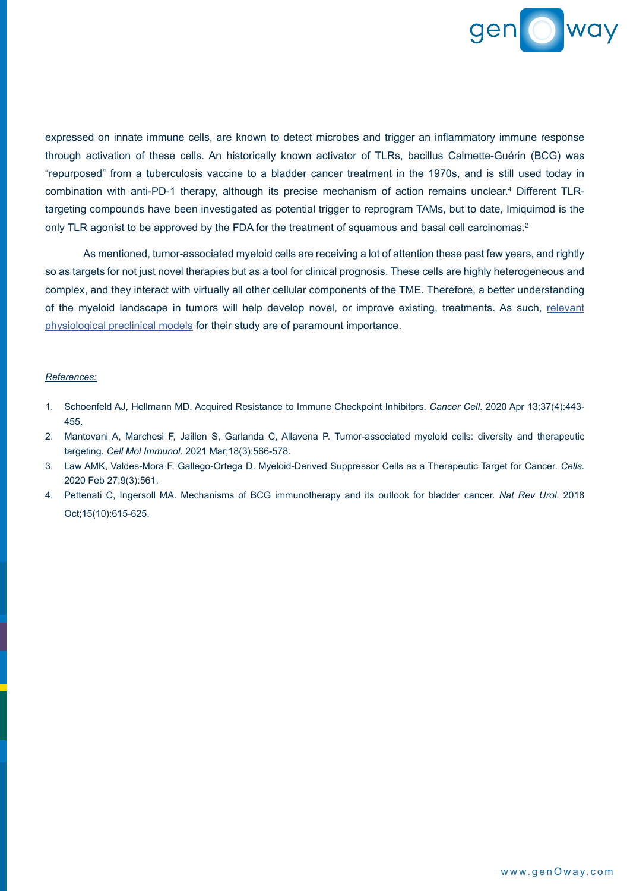expressed on innate immune cells, are known to detect microbes and trigger an inflammatory immune response through activation of these cells. An historically known activator of TLRs, bacillus Calmette-Guérin (BCG) was "repurposed" from a tuberculosis vaccine to a bladder cancer treatment in the 1970s, and is still used today in combination with anti-PD-1 therapy, although its precise mechanism of action remains unclear.[4] Different TLR-targeting compounds have been investigated as potential trigger to reprogram TAMs, but to date, Imiquimod is the only TLR agonist to be approved by the FDA for the treatment of squamous and basal cell carcinomas.[2]

As mentioned, tumor-associated myeloid cells are receiving a lot of attention these past few years, and rightly so as targets for not just novel therapies but as a tool for clinical prognosis. These cells are highly heterogeneous and complex, and they interact with virtually all other cellular components of the TME. Therefore, a better understanding of the myeloid landscape in tumors will help develop novel, or improve existing, treatments. As such, relevant physiological preclinical models for their study are of paramount importance.

*References:*

1. Schoenfeld AJ, Hellmann MD. Acquired Resistance to Immune Checkpoint Inhibitors. *Cancer Cell*. 2020 Apr 13;37(4):443-455.
2. Mantovani A, Marchesi F, Jaillon S, Garlanda C, Allavena P. Tumor-associated myeloid cells: diversity and therapeutic targeting. *Cell Mol Immunol.* 2021 Mar;18(3):566-578.
3. Law AMK, Valdes-Mora F, Gallego-Ortega D. Myeloid-Derived Suppressor Cells as a Therapeutic Target for Cancer. *Cells.* 2020 Feb 27;9(3):561.
4. Pettenati C, Ingersoll MA. Mechanisms of BCG immunotherapy and its outlook for bladder cancer. *Nat Rev Urol*. 2018 Oct;15(10):615-625.